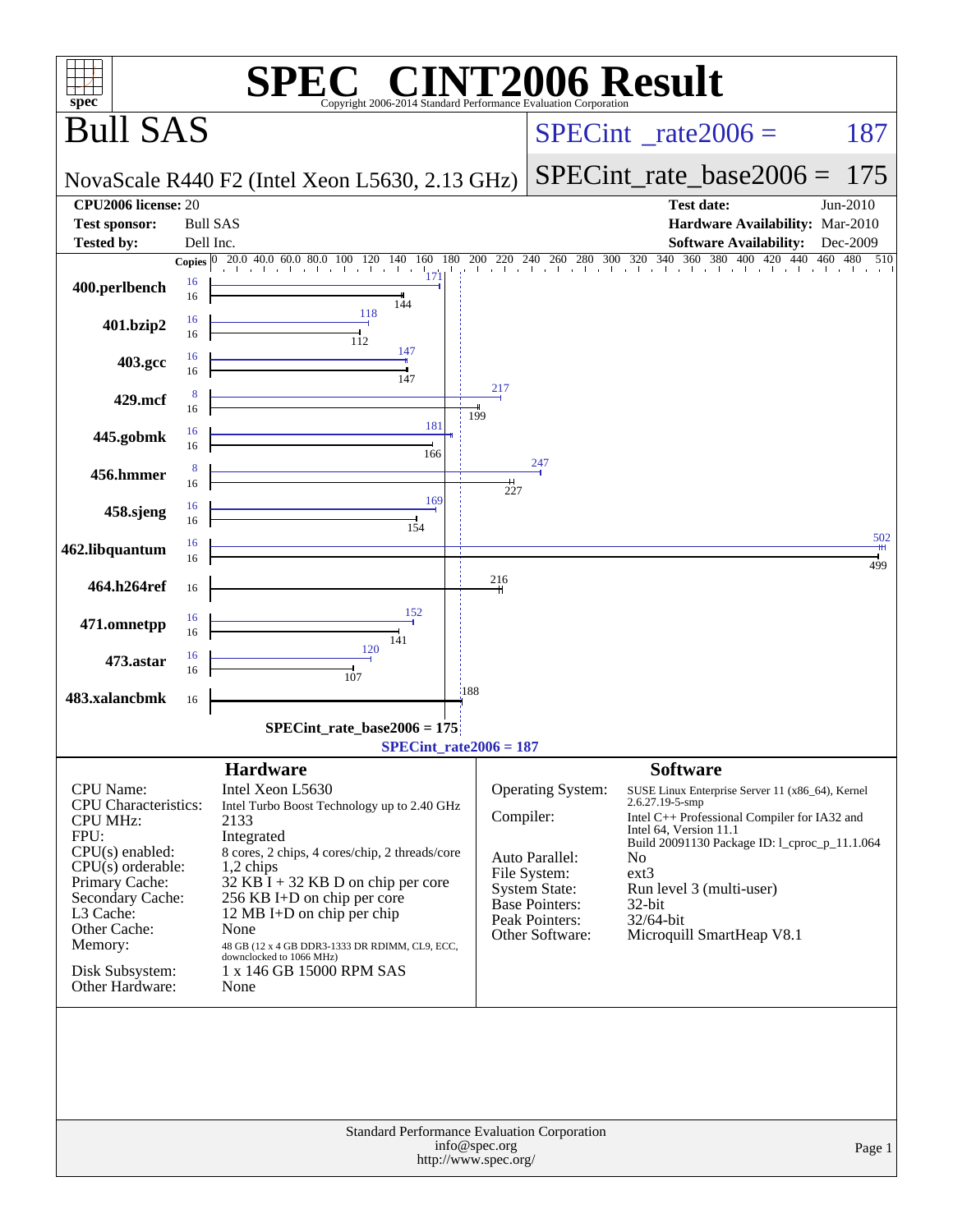# SPEC CINT2006 Result

Copyright 2006-2014 Standard Performance Evaluation Corporation

## Bull SAS

**NovaScale R440 F2 (Intel Xeon L5630, 2.13 GHz)**

SPECint_rate2006 = 187

SPECint_rate_base2006 = 175

| | | | |
|---|---|---|---|
| **CPU2006 license:** | 20 | **Test date:** | Jun-2010 |
| **Test sponsor:** | Bull SAS | **Hardware Availability:** | Mar-2010 |
| **Tested by:** | Dell Inc. | **Software Availability:** | Dec-2009 |

| Benchmark | Copies (peak) | Peak | Copies (base) | Base |
|---|---|---|---|---|
| 400.perlbench | 16 | 171 | 16 | 144 |
| 401.bzip2 | 16 | 118 | 16 | 112 |
| 403.gcc | 16 | 147 | 16 | 147 |
| 429.mcf | 8 | 217 | 16 | 199 |
| 445.gobmk | 16 | 181 | 16 | 166 |
| 456.hmmer | 8 | 247 | 16 | 227 |
| 458.sjeng | 16 | 169 | 16 | 154 |
| 462.libquantum | 16 | 502 | 16 | 499 |
| 464.h264ref | | | 16 | 216 |
| 471.omnetpp | 16 | 152 | 16 | 141 |
| 473.astar | 16 | 120 | 16 | 107 |
| 483.xalancbmk | | | 16 | 188 |

SPECint_rate_base2006 = 175

SPECint_rate2006 = 187

### Hardware

| | |
|---|---|
| CPU Name: | Intel Xeon L5630 |
| CPU Characteristics: | Intel Turbo Boost Technology up to 2.40 GHz |
| CPU MHz: | 2133 |
| FPU: | Integrated |
| CPU(s) enabled: | 8 cores, 2 chips, 4 cores/chip, 2 threads/core |
| CPU(s) orderable: | 1,2 chips |
| Primary Cache: | 32 KB I + 32 KB D on chip per core |
| Secondary Cache: | 256 KB I+D on chip per core |
| L3 Cache: | 12 MB I+D on chip per chip |
| Other Cache: | None |
| Memory: | 48 GB (12 x 4 GB DDR3-1333 DR RDIMM, CL9, ECC, downclocked to 1066 MHz) |
| Disk Subsystem: | 1 x 146 GB 15000 RPM SAS |
| Other Hardware: | None |

### Software

| | |
|---|---|
| Operating System: | SUSE Linux Enterprise Server 11 (x86_64), Kernel 2.6.27.19-5-smp |
| Compiler: | Intel C++ Professional Compiler for IA32 and Intel 64, Version 11.1 Build 20091130 Package ID: l_cproc_p_11.1.064 |
| Auto Parallel: | No |
| File System: | ext3 |
| System State: | Run level 3 (multi-user) |
| Base Pointers: | 32-bit |
| Peak Pointers: | 32/64-bit |
| Other Software: | Microquill SmartHeap V8.1 |

Standard Performance Evaluation Corporation
info@spec.org
http://www.spec.org/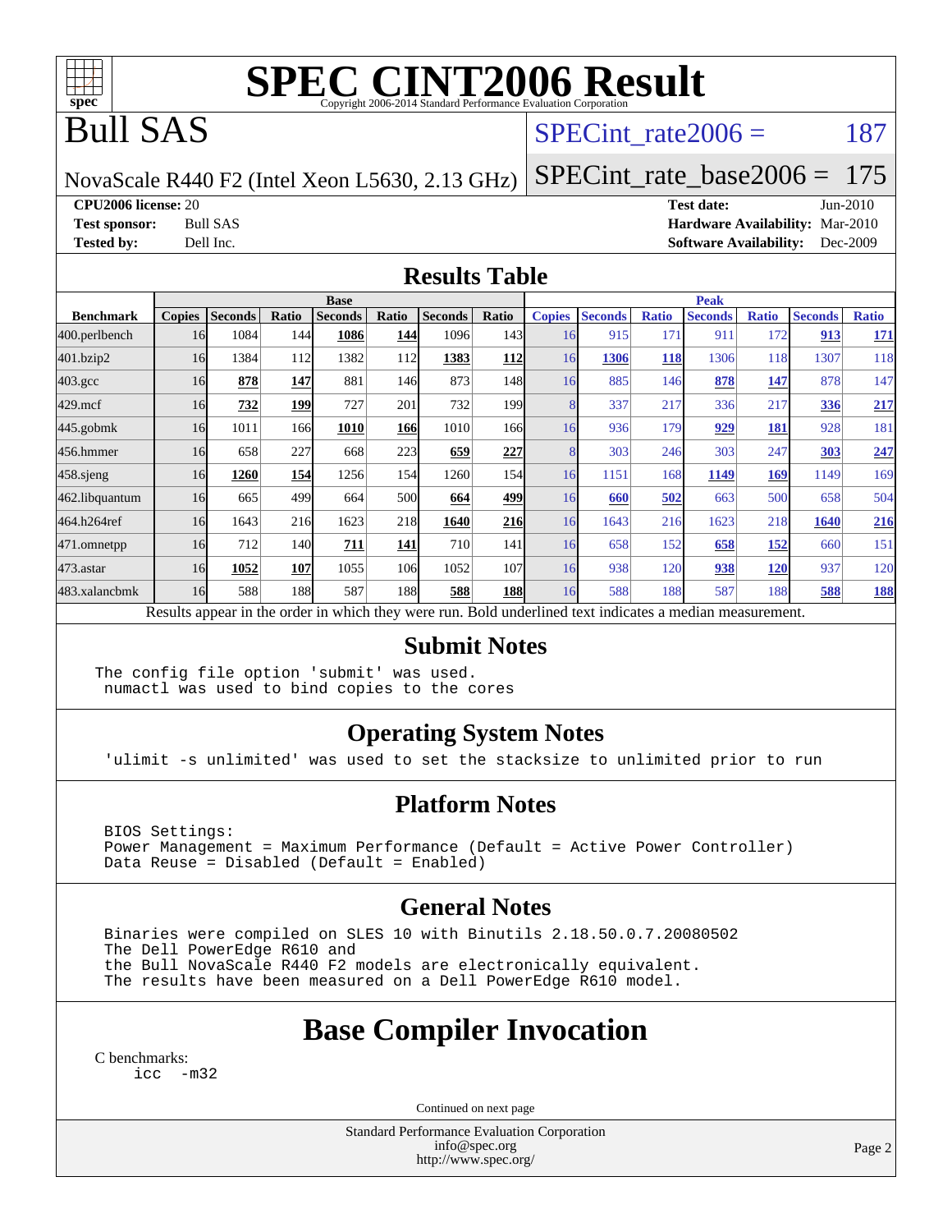# SPEC CINT2006 Result

Copyright 2006-2014 Standard Performance Evaluation Corporation

## Bull SAS

NovaScale R440 F2 (Intel Xeon L5630, 2.13 GHz)

SPECint_rate2006 = 187

SPECint_rate_base2006 = 175

**CPU2006 license:** 20

**Test sponsor:** Bull SAS

**Tested by:** Dell Inc.

**Test date:** Jun-2010

**Hardware Availability:** Mar-2010

**Software Availability:** Dec-2009

## Results Table

| Benchmark | Base | | | | | | | Peak | | | | | | |
|---|---|---|---|---|---|---|---|---|---|---|---|---|---|---|
| | Copies | Seconds | Ratio | Seconds | Ratio | Seconds | Ratio | Copies | Seconds | Ratio | Seconds | Ratio | Seconds | Ratio |
| 400.perlbench | 16 | 1084 | 144 | **1086** | **144** | 1096 | 143 | 16 | 915 | 171 | 911 | 172 | **913** | **171** |
| 401.bzip2 | 16 | 1384 | 112 | 1382 | 112 | **1383** | **112** | 16 | **1306** | **118** | 1306 | 118 | 1307 | 118 |
| 403.gcc | 16 | **878** | **147** | 881 | 146 | 873 | 148 | 16 | 885 | 146 | **878** | **147** | 878 | 147 |
| 429.mcf | 16 | **732** | **199** | 727 | 201 | 732 | 199 | 8 | 337 | 217 | 336 | 217 | **336** | **217** |
| 445.gobmk | 16 | 1011 | 166 | **1010** | **166** | 1010 | 166 | 16 | 936 | 179 | **929** | **181** | 928 | 181 |
| 456.hmmer | 16 | 658 | 227 | 668 | 223 | **659** | **227** | 8 | 303 | 246 | 303 | 247 | **303** | **247** |
| 458.sjeng | 16 | **1260** | **154** | 1256 | 154 | 1260 | 154 | 16 | 1151 | 168 | **1149** | **169** | 1149 | 169 |
| 462.libquantum | 16 | 665 | 499 | 664 | 500 | **664** | **499** | 16 | **660** | **502** | 663 | 500 | 658 | 504 |
| 464.h264ref | 16 | 1643 | 216 | 1623 | 218 | **1640** | **216** | 16 | 1643 | 216 | 1623 | 218 | **1640** | **216** |
| 471.omnetpp | 16 | 712 | 140 | **711** | **141** | 710 | 141 | 16 | 658 | 152 | **658** | **152** | 660 | 151 |
| 473.astar | 16 | **1052** | **107** | 1055 | 106 | 1052 | 107 | 16 | 938 | 120 | **938** | **120** | 937 | 120 |
| 483.xalancbmk | 16 | 588 | 188 | 587 | 188 | **588** | **188** | 16 | 588 | 188 | 587 | 188 | **588** | **188** |

Results appear in the order in which they were run. Bold underlined text indicates a median measurement.

## Submit Notes

```
The config file option 'submit' was used.
 numactl was used to bind copies to the cores
```

## Operating System Notes

```
'ulimit -s unlimited' was used to set the stacksize to unlimited prior to run
```

## Platform Notes

```
BIOS Settings:
Power Management = Maximum Performance (Default = Active Power Controller)
Data Reuse = Disabled (Default = Enabled)
```

## General Notes

```
Binaries were compiled on SLES 10 with Binutils 2.18.50.0.7.20080502
The Dell PowerEdge R610 and
the Bull NovaScale R440 F2 models are electronically equivalent.
The results have been measured on a Dell PowerEdge R610 model.
```

## Base Compiler Invocation

C benchmarks:

```
icc  -m32
```

Continued on next page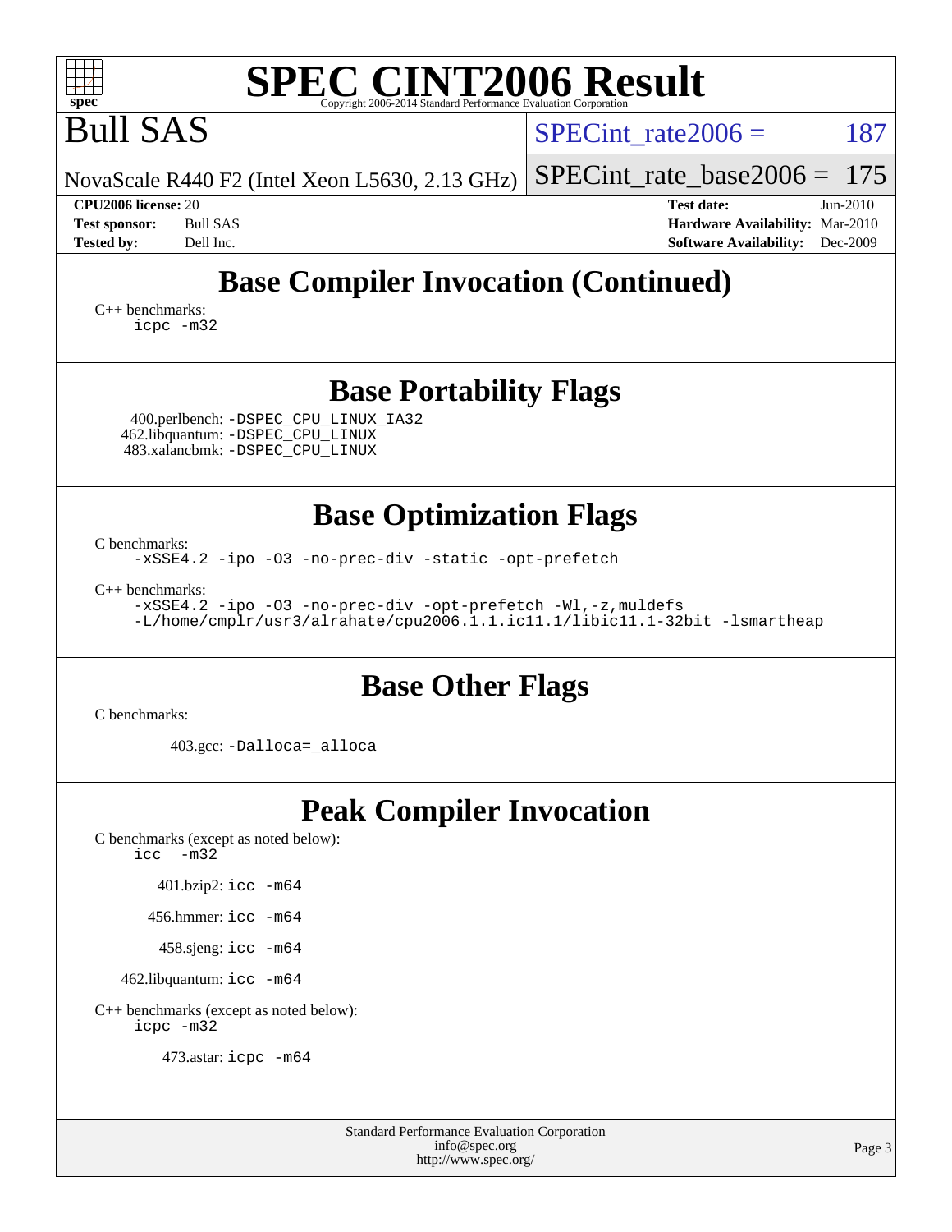# SPEC CINT2006 Result

Bull SAS

NovaScale R440 F2 (Intel Xeon L5630, 2.13 GHz)

SPECint_rate2006 = 187

SPECint_rate_base2006 = 175

**CPU2006 license:** 20
**Test sponsor:** Bull SAS
**Tested by:** Dell Inc.

**Test date:** Jun-2010
**Hardware Availability:** Mar-2010
**Software Availability:** Dec-2009

## Base Compiler Invocation (Continued)

C++ benchmarks:
```
icpc -m32
```

## Base Portability Flags

400.perlbench: `-DSPEC_CPU_LINUX_IA32`
462.libquantum: `-DSPEC_CPU_LINUX`
483.xalancbmk: `-DSPEC_CPU_LINUX`

## Base Optimization Flags

C benchmarks:
```
-xSSE4.2 -ipo -O3 -no-prec-div -static -opt-prefetch
```

C++ benchmarks:
```
-xSSE4.2 -ipo -O3 -no-prec-div -opt-prefetch -Wl,-z,muldefs
-L/home/cmplr/usr3/alrahate/cpu2006.1.1.ic11.1/libic11.1-32bit -lsmartheap
```

## Base Other Flags

C benchmarks:

403.gcc: `-Dalloca=_alloca`

## Peak Compiler Invocation

C benchmarks (except as noted below):
```
icc   -m32
```

401.bzip2: `icc -m64`

456.hmmer: `icc -m64`

458.sjeng: `icc -m64`

462.libquantum: `icc -m64`

C++ benchmarks (except as noted below):
```
icpc -m32
```

473.astar: `icpc -m64`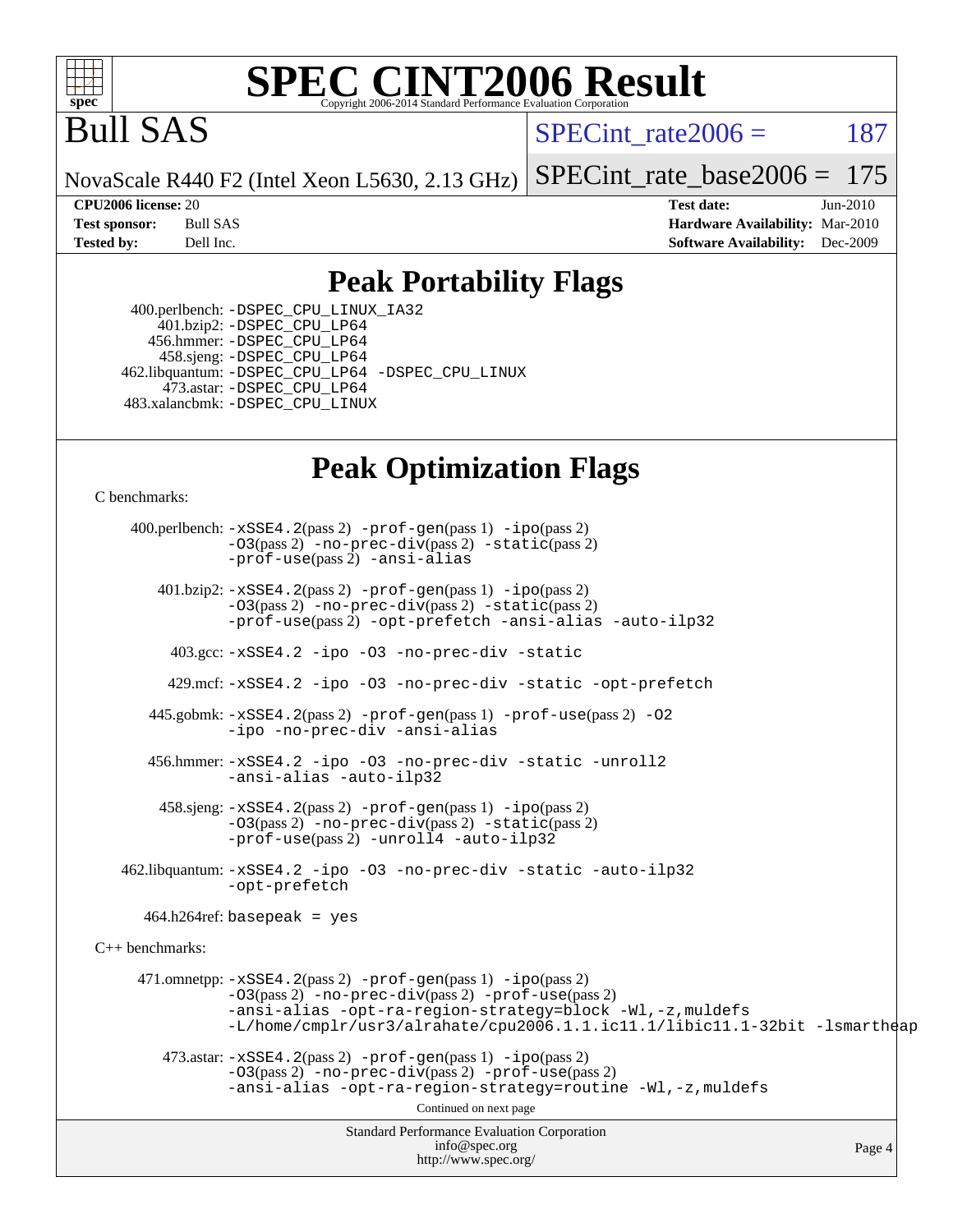# SPEC CINT2006 Result

Copyright 2006-2014 Standard Performance Evaluation Corporation

# Bull SAS

NovaScale R440 F2 (Intel Xeon L5630, 2.13 GHz)

SPECint_rate2006 = 187

SPECint_rate_base2006 = 175

| | | | |
|---|---|---|---|
| **CPU2006 license:** | 20 | **Test date:** | Jun-2010 |
| **Test sponsor:** | Bull SAS | **Hardware Availability:** | Mar-2010 |
| **Tested by:** | Dell Inc. | **Software Availability:** | Dec-2009 |

## Peak Portability Flags

400.perlbench: -DSPEC_CPU_LINUX_IA32
401.bzip2: -DSPEC_CPU_LP64
456.hmmer: -DSPEC_CPU_LP64
458.sjeng: -DSPEC_CPU_LP64
462.libquantum: -DSPEC_CPU_LP64 -DSPEC_CPU_LINUX
473.astar: -DSPEC_CPU_LP64
483.xalancbmk: -DSPEC_CPU_LINUX

## Peak Optimization Flags

C benchmarks:

400.perlbench: -xSSE4.2(pass 2) -prof-gen(pass 1) -ipo(pass 2) -O3(pass 2) -no-prec-div(pass 2) -static(pass 2) -prof-use(pass 2) -ansi-alias

401.bzip2: -xSSE4.2(pass 2) -prof-gen(pass 1) -ipo(pass 2) -O3(pass 2) -no-prec-div(pass 2) -static(pass 2) -prof-use(pass 2) -opt-prefetch -ansi-alias -auto-ilp32

403.gcc: -xSSE4.2 -ipo -O3 -no-prec-div -static

429.mcf: -xSSE4.2 -ipo -O3 -no-prec-div -static -opt-prefetch

445.gobmk: -xSSE4.2(pass 2) -prof-gen(pass 1) -prof-use(pass 2) -O2 -ipo -no-prec-div -ansi-alias

456.hmmer: -xSSE4.2 -ipo -O3 -no-prec-div -static -unroll2 -ansi-alias -auto-ilp32

458.sjeng: -xSSE4.2(pass 2) -prof-gen(pass 1) -ipo(pass 2) -O3(pass 2) -no-prec-div(pass 2) -static(pass 2) -prof-use(pass 2) -unroll4 -auto-ilp32

462.libquantum: -xSSE4.2 -ipo -O3 -no-prec-div -static -auto-ilp32 -opt-prefetch

464.h264ref: basepeak = yes

C++ benchmarks:

471.omnetpp: -xSSE4.2(pass 2) -prof-gen(pass 1) -ipo(pass 2) -O3(pass 2) -no-prec-div(pass 2) -prof-use(pass 2) -ansi-alias -opt-ra-region-strategy=block -Wl,-z,muldefs -L/home/cmplr/usr3/alrahate/cpu2006.1.1.ic11.1/libic11.1-32bit -lsmartheap

473.astar: -xSSE4.2(pass 2) -prof-gen(pass 1) -ipo(pass 2) -O3(pass 2) -no-prec-div(pass 2) -prof-use(pass 2) -ansi-alias -opt-ra-region-strategy=routine -Wl,-z,muldefs

Continued on next page

Standard Performance Evaluation Corporation
info@spec.org
http://www.spec.org/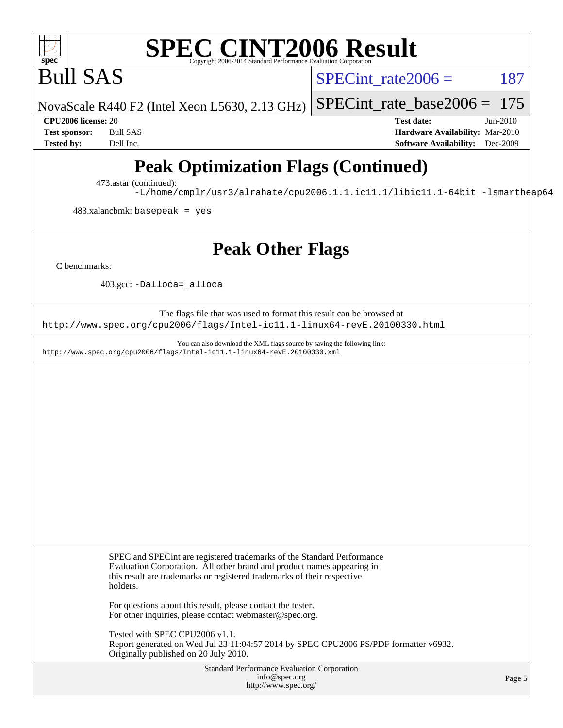# Bull SAS

NovaScale R440 F2 (Intel Xeon L5630, 2.13 GHz)

SPECint_rate2006 = 187

SPECint_rate_base2006 = 175

**CPU2006 license:** 20
**Test sponsor:** Bull SAS
**Tested by:** Dell Inc.

**Test date:** Jun-2010
**Hardware Availability:** Mar-2010
**Software Availability:** Dec-2009

## Peak Optimization Flags (Continued)

473.astar (continued):
`-L/home/cmplr/usr3/alrahate/cpu2006.1.1.ic11.1/libic11.1-64bit -lsmartheap64`

483.xalancbmk: `basepeak = yes`

## Peak Other Flags

C benchmarks:

403.gcc: `-Dalloca=_alloca`

The flags file that was used to format this result can be browsed at
http://www.spec.org/cpu2006/flags/Intel-ic11.1-linux64-revE.20100330.html

You can also download the XML flags source by saving the following link:
http://www.spec.org/cpu2006/flags/Intel-ic11.1-linux64-revE.20100330.xml

SPEC and SPECint are registered trademarks of the Standard Performance Evaluation Corporation. All other brand and product names appearing in this result are trademarks or registered trademarks of their respective holders.

For questions about this result, please contact the tester.
For other inquiries, please contact webmaster@spec.org.

Tested with SPEC CPU2006 v1.1.
Report generated on Wed Jul 23 11:04:57 2014 by SPEC CPU2006 PS/PDF formatter v6932.
Originally published on 20 July 2010.